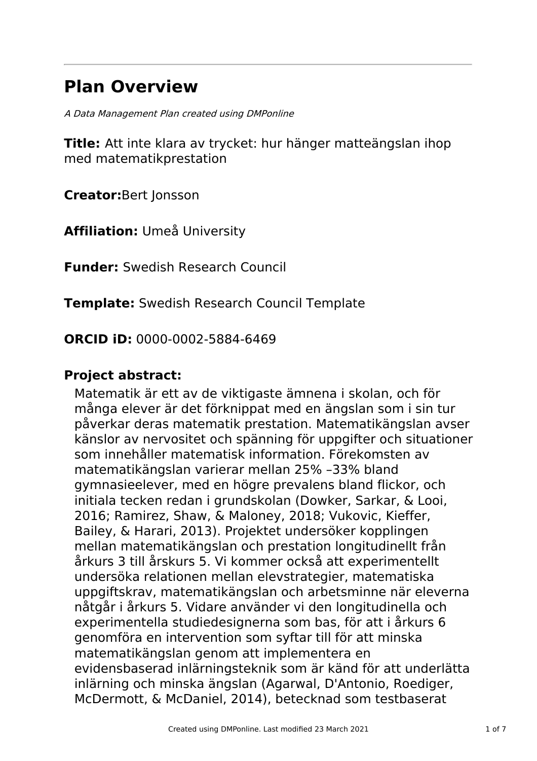# Plan Overview

*A Data Management Plan created using DMPonline*

**Title:** Att inte klara av trycket: hur hänger matteängslan ihop med matematikprestation

**Creator:** Bert Jonsson

**Affiliation:** Umeå University

**Funder:** Swedish Research Council

**Template:** Swedish Research Council Template

**ORCID iD:** 0000-0002-5884-6469

## Project abstract:

Matematik är ett av de viktigaste ämnena i skolan, och för många elever är det förknippat med en ängslan som i sin tur påverkar deras matematik prestation. Matematikängslan avser känslor av nervositet och spänning för uppgifter och situationer som innehåller matematisk information. Förekomsten av matematikängslan varierar mellan 25% –33% bland gymnasieelever, med en högre prevalens bland flickor, och initiala tecken redan i grundskolan (Dowker, Sarkar, & Looi, 2016; Ramirez, Shaw, & Maloney, 2018; Vukovic, Kieffer, Bailey, & Harari, 2013). Projektet undersöker kopplingen mellan matematikängslan och prestation longitudinellt från årkurs 3 till årskurs 5. Vi kommer också att experimentellt undersöka relationen mellan elevstrategier, matematiska uppgiftskrav, matematikängslan och arbetsminne när eleverna nåtgår i årkurs 5. Vidare använder vi den longitudinella och experimentella studiedesignerna som bas, för att i årkurs 6 genomföra en intervention som syftar till för att minska matematikängslan genom att implementera en evidensbaserad inlärningsteknik som är känd för att underlätta inlärning och minska ängslan (Agarwal, D'Antonio, Roediger, McDermott, & McDaniel, 2014), betecknad som testbaserat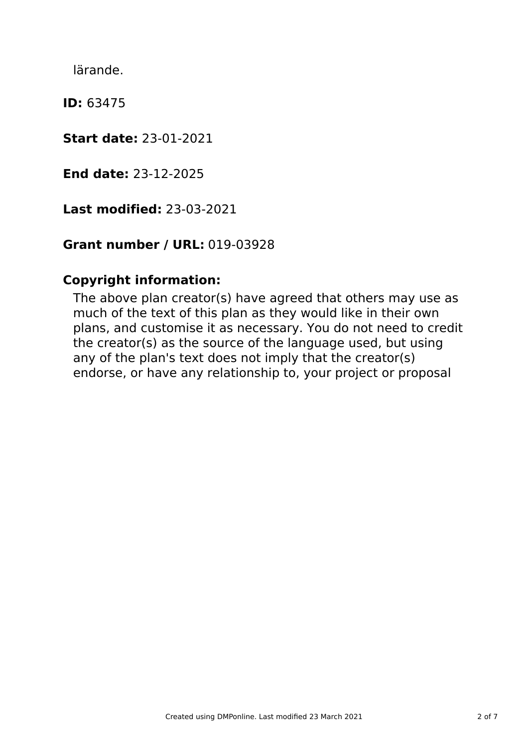lärande.

**ID:** 63475

**Start date:** 23-01-2021

**End date:** 23-12-2025

**Last modified:** 23-03-2021

**Grant number / URL:** 019-03928

**Copyright information:**

The above plan creator(s) have agreed that others may use as much of the text of this plan as they would like in their own plans, and customise it as necessary. You do not need to credit the creator(s) as the source of the language used, but using any of the plan's text does not imply that the creator(s) endorse, or have any relationship to, your project or proposal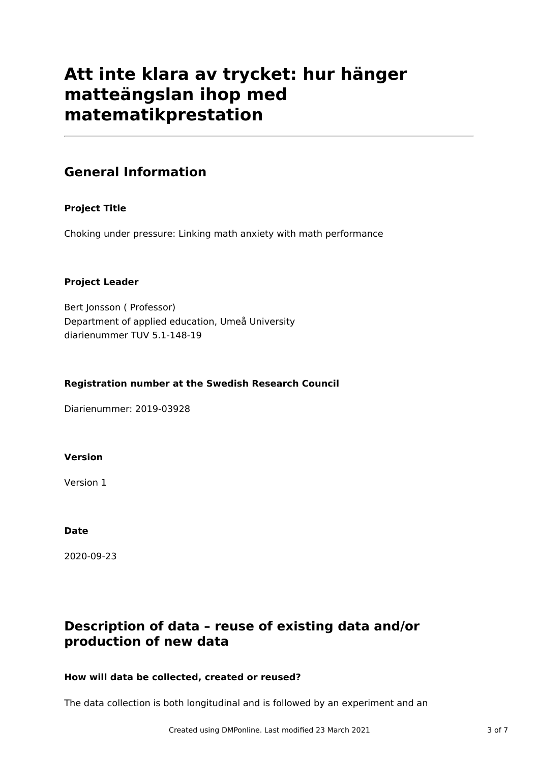# Att inte klara av trycket: hur hänger matteängslan ihop med matematikprestation

## General Information

### Project Title

Choking under pressure: Linking math anxiety with math performance

### Project Leader

Bert Jonsson ( Professor)
Department of applied education, Umeå University
diarienummer TUV 5.1-148-19

### Registration number at the Swedish Research Council

Diarienummer: 2019-03928

### Version

Version 1

### Date

2020-09-23

## Description of data – reuse of existing data and/or production of new data

### How will data be collected, created or reused?

The data collection is both longitudinal and is followed by an experiment and an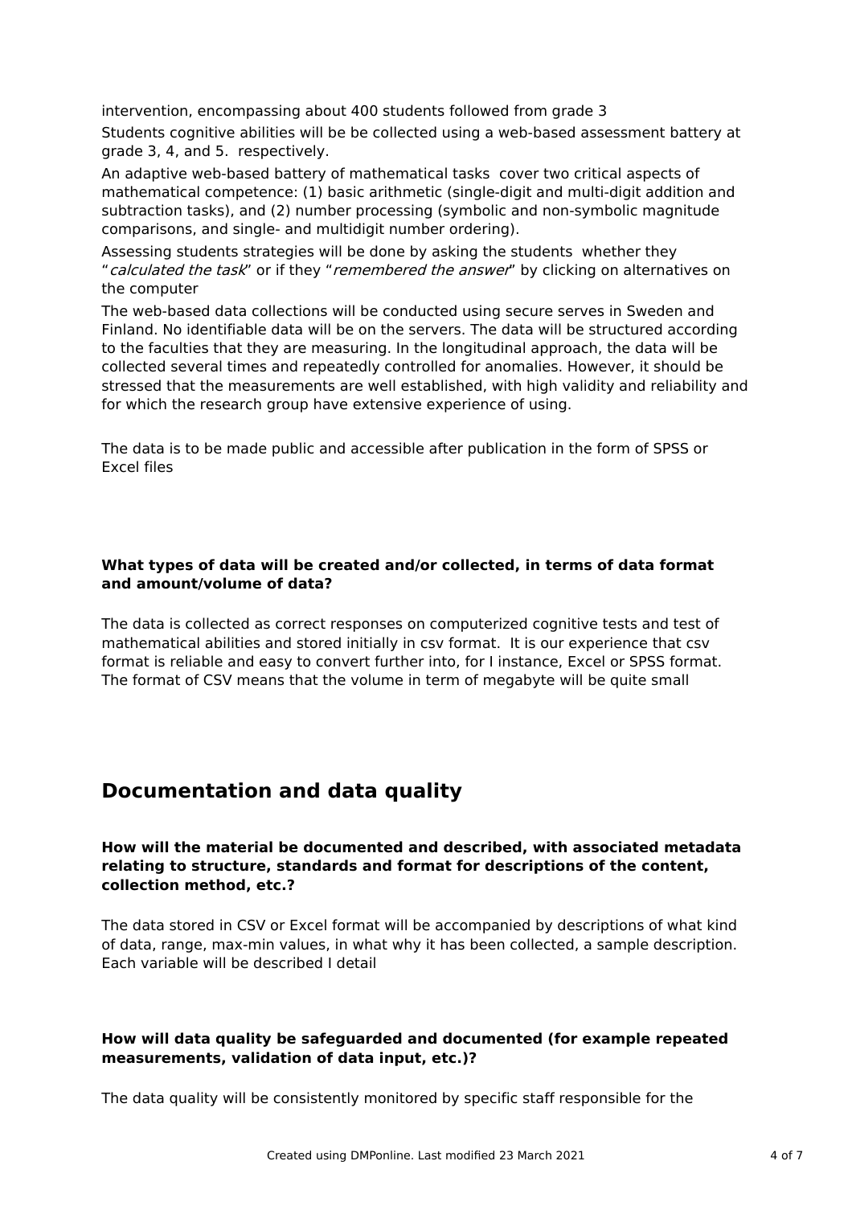intervention, encompassing about 400 students followed from grade 3

Students cognitive abilities will be be collected using a web-based assessment battery at grade 3, 4, and 5.  respectively.

An adaptive web-based battery of mathematical tasks  cover two critical aspects of mathematical competence: (1) basic arithmetic (single-digit and multi-digit addition and subtraction tasks), and (2) number processing (symbolic and non-symbolic magnitude comparisons, and single- and multidigit number ordering).

Assessing students strategies will be done by asking the students  whether they "*calculated the task*" or if they "*remembered the answer*" by clicking on alternatives on the computer

The web-based data collections will be conducted using secure serves in Sweden and Finland. No identifiable data will be on the servers. The data will be structured according to the faculties that they are measuring. In the longitudinal approach, the data will be collected several times and repeatedly controlled for anomalies. However, it should be stressed that the measurements are well established, with high validity and reliability and for which the research group have extensive experience of using.

The data is to be made public and accessible after publication in the form of SPSS or Excel files

**What types of data will be created and/or collected, in terms of data format and amount/volume of data?**

The data is collected as correct responses on computerized cognitive tests and test of mathematical abilities and stored initially in csv format.  It is our experience that csv format is reliable and easy to convert further into, for I instance, Excel or SPSS format. The format of CSV means that the volume in term of megabyte will be quite small

## Documentation and data quality

**How will the material be documented and described, with associated metadata relating to structure, standards and format for descriptions of the content, collection method, etc.?**

The data stored in CSV or Excel format will be accompanied by descriptions of what kind of data, range, max-min values, in what why it has been collected, a sample description. Each variable will be described I detail

**How will data quality be safeguarded and documented (for example repeated measurements, validation of data input, etc.)?**

The data quality will be consistently monitored by specific staff responsible for the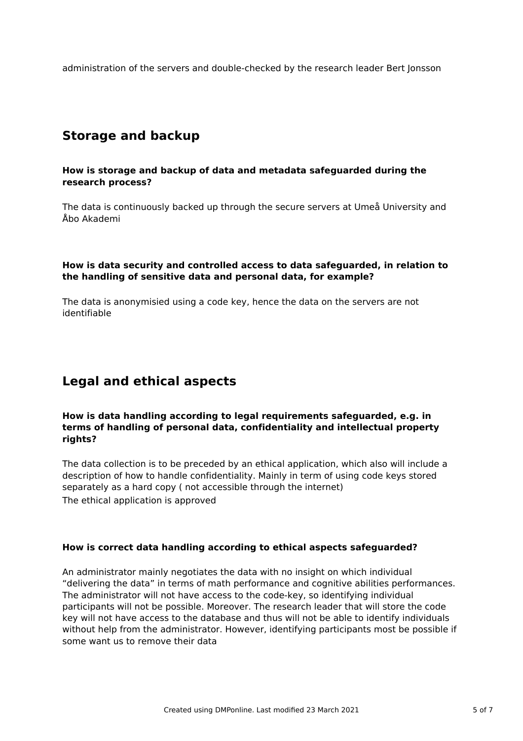administration of the servers and double-checked by the research leader Bert Jonsson

## Storage and backup

**How is storage and backup of data and metadata safeguarded during the research process?**

The data is continuously backed up through the secure servers at Umeå University and Åbo Akademi

**How is data security and controlled access to data safeguarded, in relation to the handling of sensitive data and personal data, for example?**

The data is anonymisied using a code key, hence the data on the servers are not identifiable

## Legal and ethical aspects

**How is data handling according to legal requirements safeguarded, e.g. in terms of handling of personal data, confidentiality and intellectual property rights?**

The data collection is to be preceded by an ethical application, which also will include a description of how to handle confidentiality. Mainly in term of using code keys stored separately as a hard copy ( not accessible through the internet)
The ethical application is approved

**How is correct data handling according to ethical aspects safeguarded?**

An administrator mainly negotiates the data with no insight on which individual "delivering the data" in terms of math performance and cognitive abilities performances. The administrator will not have access to the code-key, so identifying individual participants will not be possible. Moreover. The research leader that will store the code key will not have access to the database and thus will not be able to identify individuals without help from the administrator. However, identifying participants most be possible if some want us to remove their data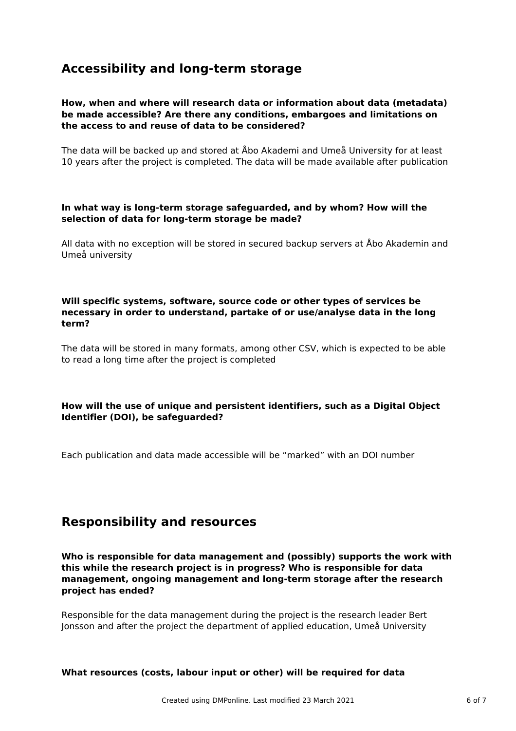## Accessibility and long-term storage

**How, when and where will research data or information about data (metadata) be made accessible? Are there any conditions, embargoes and limitations on the access to and reuse of data to be considered?**

The data will be backed up and stored at Åbo Akademi and Umeå University for at least 10 years after the project is completed. The data will be made available after publication

**In what way is long-term storage safeguarded, and by whom? How will the selection of data for long-term storage be made?**

All data with no exception will be stored in secured backup servers at Åbo Akademin and Umeå university

**Will specific systems, software, source code or other types of services be necessary in order to understand, partake of or use/analyse data in the long term?**

The data will be stored in many formats, among other CSV, which is expected to be able to read a long time after the project is completed

**How will the use of unique and persistent identifiers, such as a Digital Object Identifier (DOI), be safeguarded?**

Each publication and data made accessible will be “marked” with an DOI number

## Responsibility and resources

**Who is responsible for data management and (possibly) supports the work with this while the research project is in progress? Who is responsible for data management, ongoing management and long-term storage after the research project has ended?**

Responsible for the data management during the project is the research leader Bert Jonsson and after the project the department of applied education, Umeå University

**What resources (costs, labour input or other) will be required for data**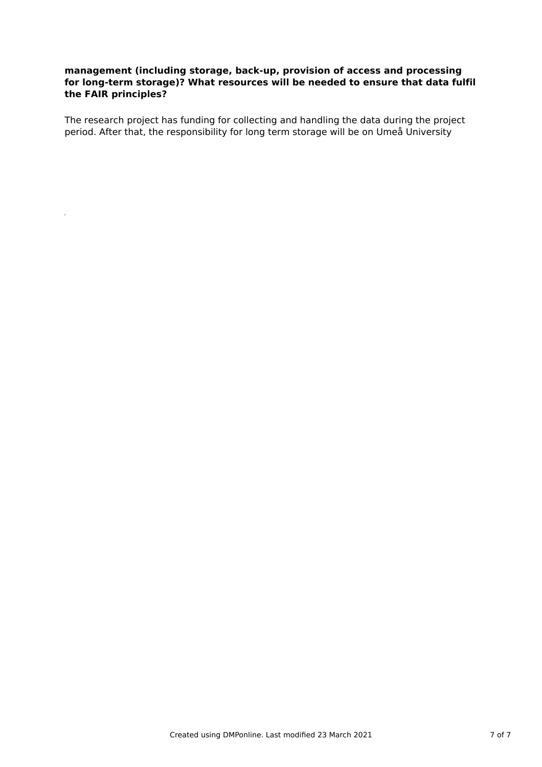**management (including storage, back-up, provision of access and processing for long-term storage)? What resources will be needed to ensure that data fulfil the FAIR principles?**

The research project has funding for collecting and handling the data during the project period. After that, the responsibility for long term storage will be on Umeå University